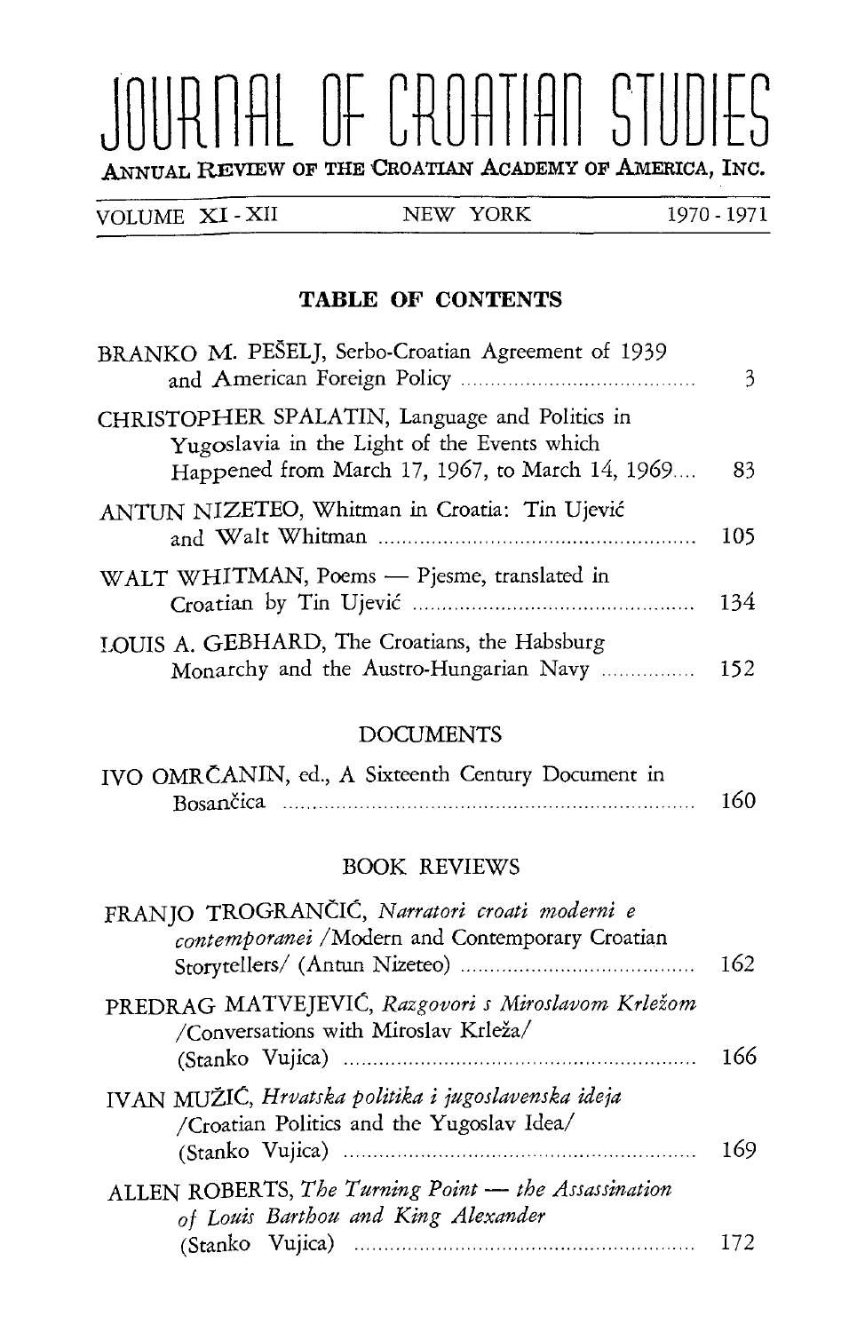# JOURNAL OF CROATIAN STUDIES

ANNUAL REVIEW OF THE CROATIAN ACADEMY OF AMERICA, INC.

VOLUME XI - XII — NEW YORK — 1970 - 1971

## TABLE OF CONTENTS

BRANKO M. PEŠELJ, Serbo-Croatian Agreement of 1939 and American Foreign Policy .......... 3

CHRISTOPHER SPALATIN, Language and Politics in Yugoslavia in the Light of the Events which Happened from March 17, 1967, to March 14, 1969.... 83

ANTUN NIZETEO, Whitman in Croatia: Tin Ujević and Walt Whitman .......... 105

WALT WHITMAN, Poems — Pjesme, translated in Croatian by Tin Ujević .......... 134

LOUIS A. GEBHARD, The Croatians, the Habsburg Monarchy and the Austro-Hungarian Navy .......... 152

## DOCUMENTS

IVO OMRČANIN, ed., A Sixteenth Century Document in Bosančica .......... 160

## BOOK REVIEWS

FRANJO TROGRANČIĆ, *Narratori croati moderni e contemporanei* /Modern and Contemporary Croatian Storytellers/ (Antun Nizeteo) .......... 162

PREDRAG MATVEJEVIĆ, *Razgovori s Miroslavom Krležom* /Conversations with Miroslav Krleža/ (Stanko Vujica) .......... 166

IVAN MUŽIĆ, *Hrvatska politika i jugoslavenska ideja* /Croatian Politics and the Yugoslav Idea/ (Stanko Vujica) .......... 169

ALLEN ROBERTS, *The Turning Point — the Assassination of Louis Barthou and King Alexander* (Stanko Vujica) .......... 172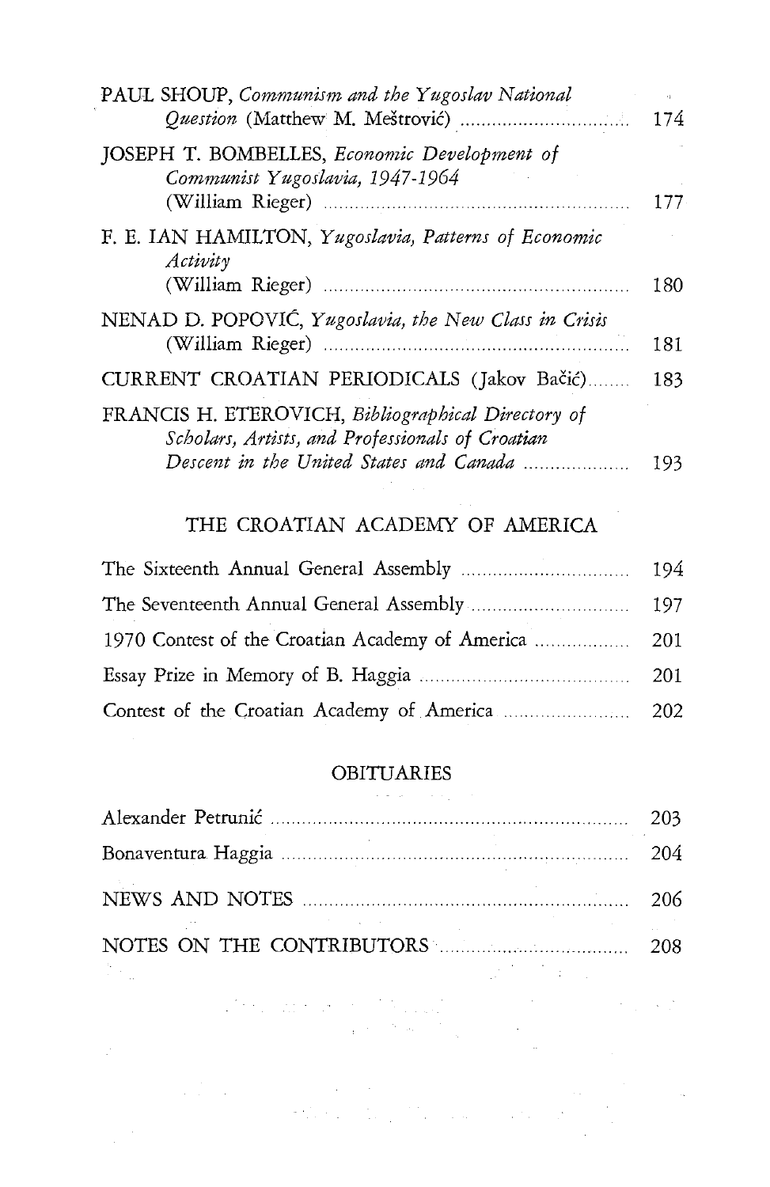PAUL SHOUP, *Communism and the Yugoslav National Question* (Matthew M. Meštrović) ..... 174

JOSEPH T. BOMBELLES, *Economic Development of Communist Yugoslavia, 1947-1964* (William Rieger) ..... 177

F. E. IAN HAMILTON, *Yugoslavia, Patterns of Economic Activity* (William Rieger) ..... 180

NENAD D. POPOVIĆ, *Yugoslavia, the New Class in Crisis* (William Rieger) ..... 181

CURRENT CROATIAN PERIODICALS (Jakov Bačić) ..... 183

FRANCIS H. ETEROVICH, *Bibliographical Directory of Scholars, Artists, and Professionals of Croatian Descent in the United States and Canada* ..... 193

## THE CROATIAN ACADEMY OF AMERICA

The Sixteenth Annual General Assembly ..... 194

The Seventeenth Annual General Assembly ..... 197

1970 Contest of the Croatian Academy of America ..... 201

Essay Prize in Memory of B. Haggia ..... 201

Contest of the Croatian Academy of America ..... 202

## OBITUARIES

Alexander Petrunić ..... 203

Bonaventura Haggia ..... 204

NEWS AND NOTES ..... 206

NOTES ON THE CONTRIBUTORS ..... 208